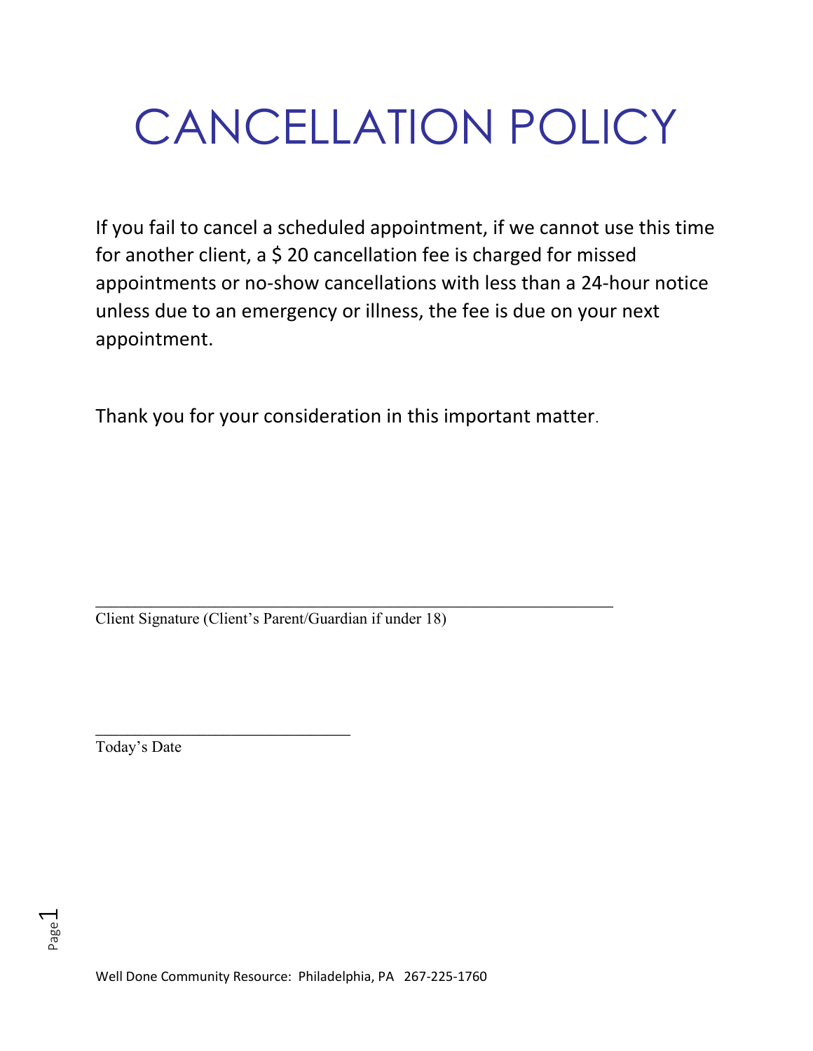# CANCELLATION POLICY

If you fail to cancel a scheduled appointment, if we cannot use this time for another client, a $ 20 cancellation fee is charged for missed appointments or no-show cancellations with less than a 24-hour notice unless due to an emergency or illness, the fee is due on your next appointment.

Thank you for your consideration in this important matter.

\_\_\_\_\_\_\_\_\_\_\_\_\_\_\_\_\_\_\_\_\_\_\_\_\_\_\_\_\_\_\_\_\_\_\_\_\_\_\_\_\_\_\_\_\_\_\_\_\_\_\_\_\_\_\_\_\_\_\_\_

Client Signature (Client's Parent/Guardian if under 18)

\_\_\_\_\_\_\_\_\_\_\_\_\_\_\_\_\_\_\_\_\_\_\_\_\_\_\_\_\_\_

Today's Date

Well Done Community Resource: Philadelphia, PA 267-225-1760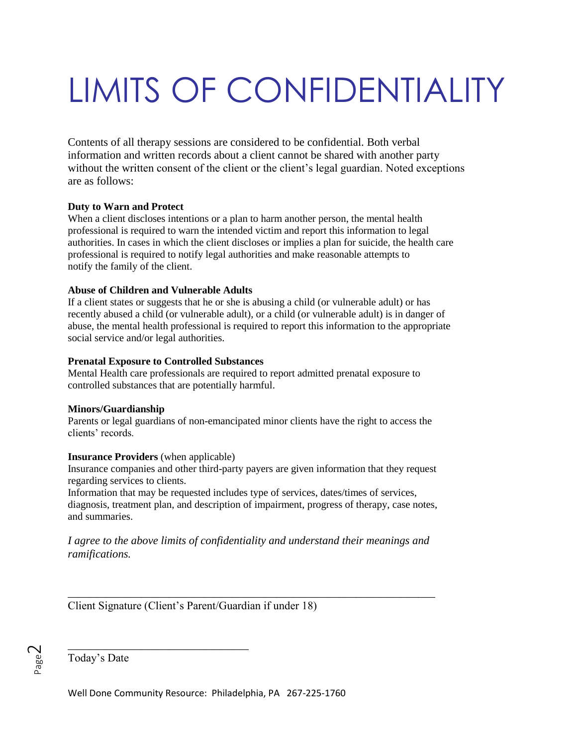# LIMITS OF CONFIDENTIALITY

Contents of all therapy sessions are considered to be confidential. Both verbal information and written records about a client cannot be shared with another party without the written consent of the client or the client's legal guardian. Noted exceptions are as follows:

**Duty to Warn and Protect**
When a client discloses intentions or a plan to harm another person, the mental health professional is required to warn the intended victim and report this information to legal authorities. In cases in which the client discloses or implies a plan for suicide, the health care professional is required to notify legal authorities and make reasonable attempts to notify the family of the client.

**Abuse of Children and Vulnerable Adults**
If a client states or suggests that he or she is abusing a child (or vulnerable adult) or has recently abused a child (or vulnerable adult), or a child (or vulnerable adult) is in danger of abuse, the mental health professional is required to report this information to the appropriate social service and/or legal authorities.

**Prenatal Exposure to Controlled Substances**
Mental Health care professionals are required to report admitted prenatal exposure to controlled substances that are potentially harmful.

**Minors/Guardianship**
Parents or legal guardians of non-emancipated minor clients have the right to access the clients' records.

**Insurance Providers** (when applicable)
Insurance companies and other third-party payers are given information that they request regarding services to clients.
Information that may be requested includes type of services, dates/times of services, diagnosis, treatment plan, and description of impairment, progress of therapy, case notes, and summaries.

*I agree to the above limits of confidentiality and understand their meanings and ramifications.*

_______________________________________________________________

Client Signature (Client's Parent/Guardian if under 18)

______________________________

Today's Date

Well Done Community Resource: Philadelphia, PA 267-225-1760